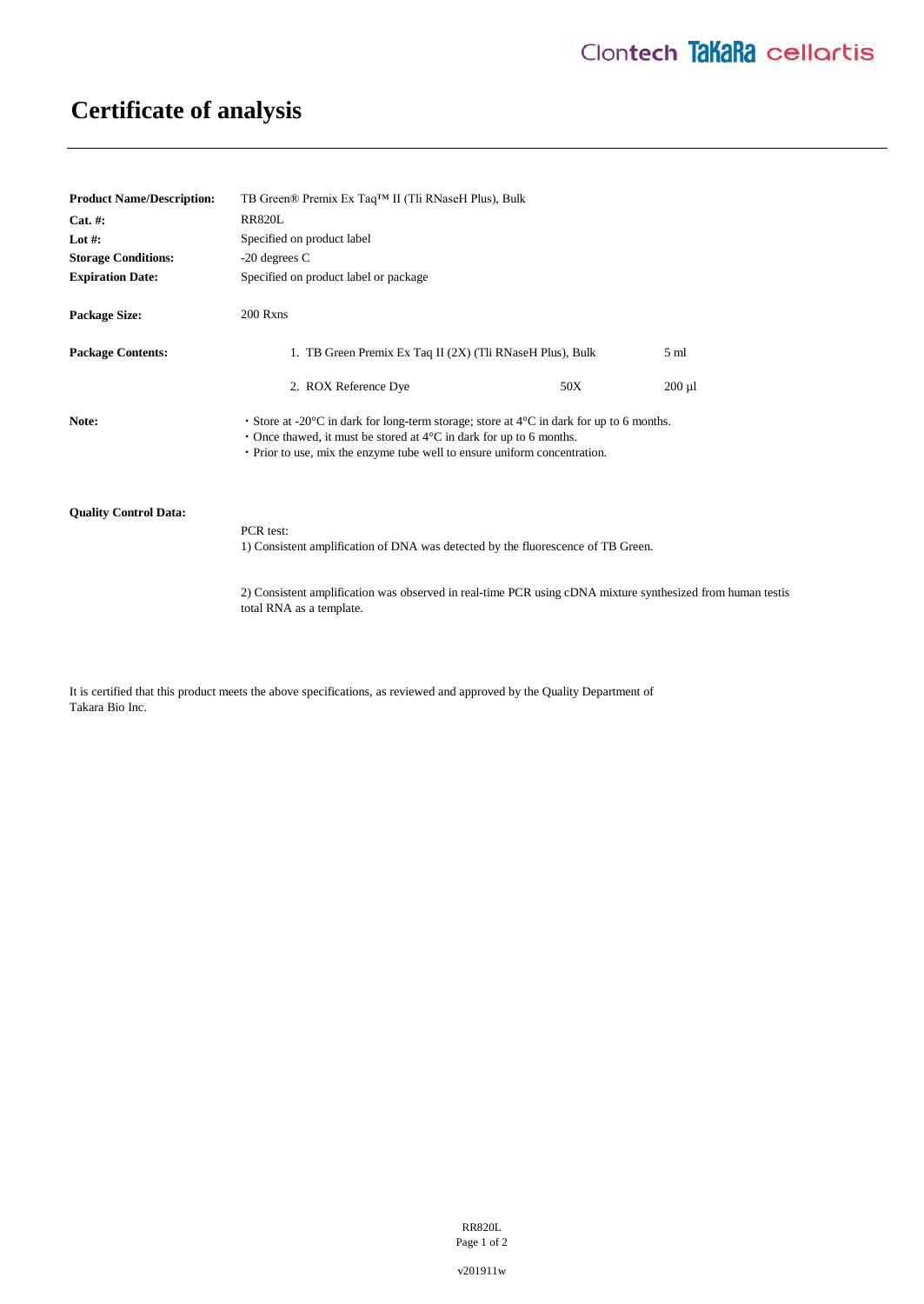# Certificate of analysis

**Product Name/Description:** TB Green® Premix Ex Taq™ II (Tli RNaseH Plus), Bulk

**Cat. #:** RR820L

**Lot #:** Specified on product label

**Storage Conditions:** -20 degrees C

**Expiration Date:** Specified on product label or package

**Package Size:** 200 Rxns

**Package Contents:**

| | | |
|---|---|---|
| 1. TB Green Premix Ex Taq II (2X) (Tli RNaseH Plus), Bulk | | 5 ml |
| 2. ROX Reference Dye | 50X | 200 µl |

**Note:**

- Store at -20°C in dark for long-term storage; store at 4°C in dark for up to 6 months.
- Once thawed, it must be stored at 4°C in dark for up to 6 months.
- Prior to use, mix the enzyme tube well to ensure uniform concentration.

**Quality Control Data:**

PCR test:
1) Consistent amplification of DNA was detected by the fluorescence of TB Green.

2) Consistent amplification was observed in real-time PCR using cDNA mixture synthesized from human testis total RNA as a template.

It is certified that this product meets the above specifications, as reviewed and approved by the Quality Department of Takara Bio Inc.

v201911w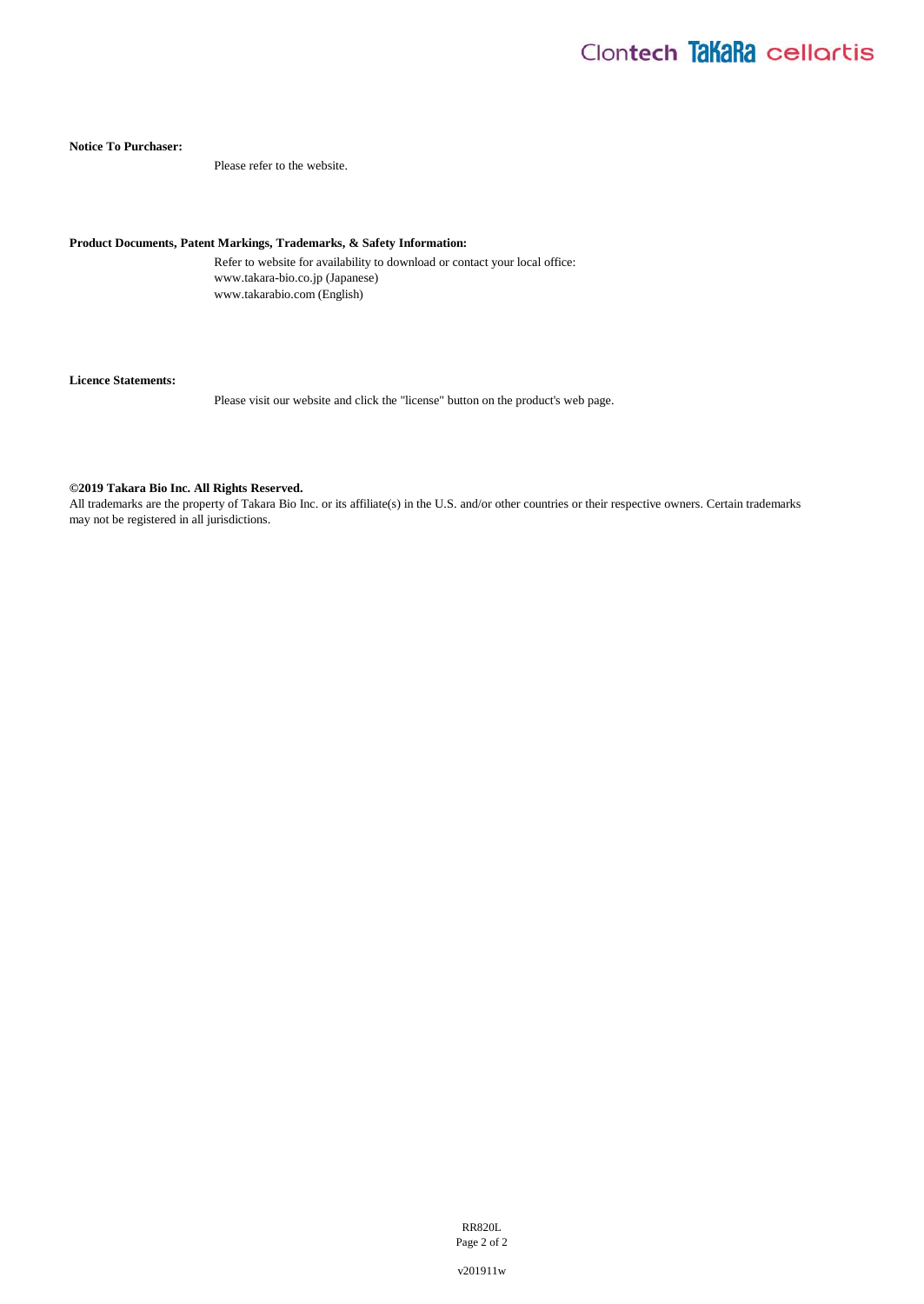**Notice To Purchaser:**

Please refer to the website.

**Product Documents, Patent Markings, Trademarks, & Safety Information:**

Refer to website for availability to download or contact your local office:
www.takara-bio.co.jp (Japanese)
www.takarabio.com (English)

**Licence Statements:**

Please visit our website and click the "license" button on the product's web page.

**©2019 Takara Bio Inc. All Rights Reserved.**
All trademarks are the property of Takara Bio Inc. or its affiliate(s) in the U.S. and/or other countries or their respective owners. Certain trademarks may not be registered in all jurisdictions.

RR820L

v201911w